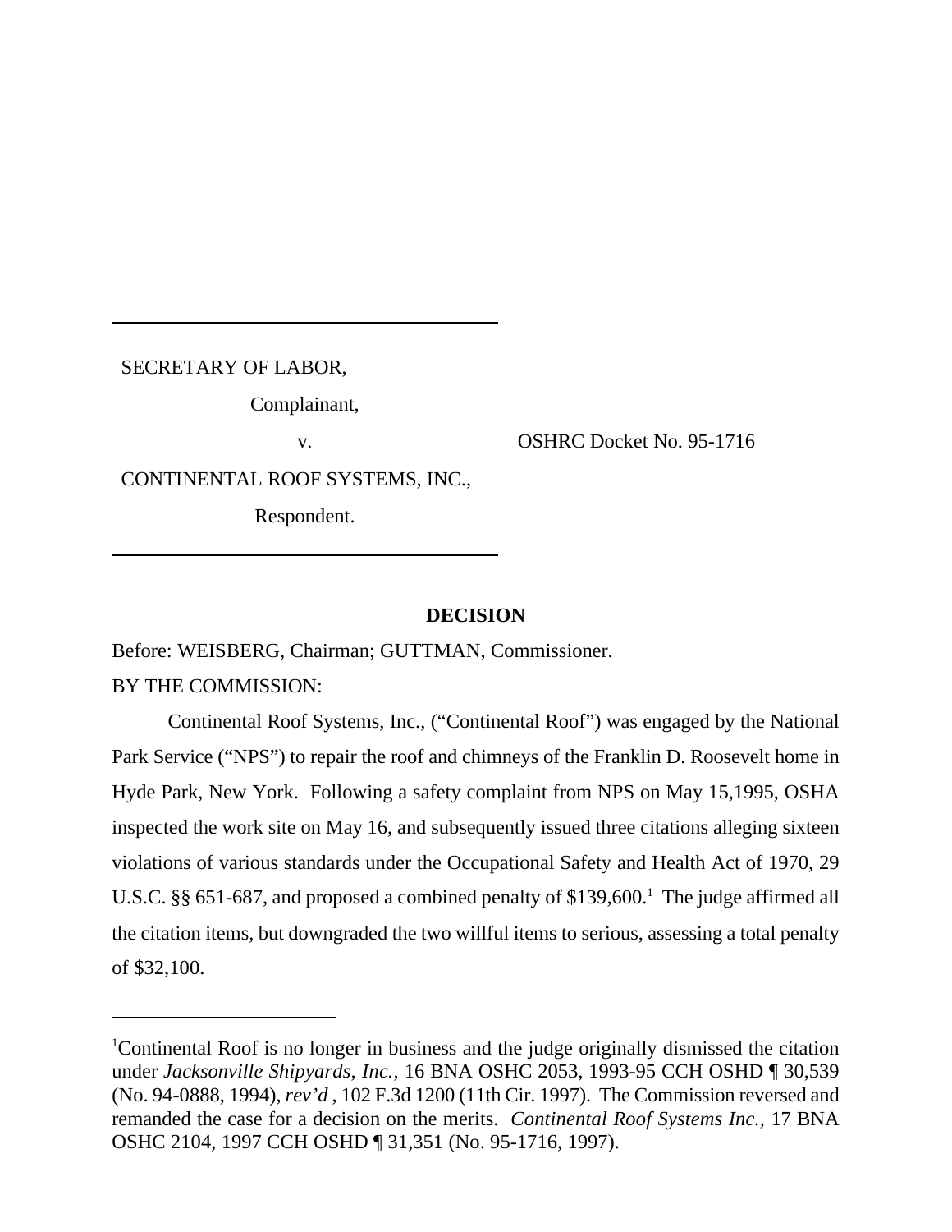SECRETARY OF LABOR,

Complainant,

v.

CONTINENTAL ROOF SYSTEMS, INC.,

Respondent.

OSHRC Docket No. 95-1716

## DECISION

Before: WEISBERG, Chairman; GUTTMAN, Commissioner.

BY THE COMMISSION:

Continental Roof Systems, Inc., ("Continental Roof") was engaged by the National Park Service ("NPS") to repair the roof and chimneys of the Franklin D. Roosevelt home in Hyde Park, New York. Following a safety complaint from NPS on May 15,1995, OSHA inspected the work site on May 16, and subsequently issued three citations alleging sixteen violations of various standards under the Occupational Safety and Health Act of 1970, 29 U.S.C. §§ 651-687, and proposed a combined penalty of $139,600.[1] The judge affirmed all the citation items, but downgraded the two willful items to serious, assessing a total penalty of $32,100.

---

[1]Continental Roof is no longer in business and the judge originally dismissed the citation under *Jacksonville Shipyards, Inc.,* 16 BNA OSHC 2053, 1993-95 CCH OSHD ¶ 30,539 (No. 94-0888, 1994), *rev'd* , 102 F.3d 1200 (11th Cir. 1997). The Commission reversed and remanded the case for a decision on the merits. *Continental Roof Systems Inc.,* 17 BNA OSHC 2104, 1997 CCH OSHD ¶ 31,351 (No. 95-1716, 1997).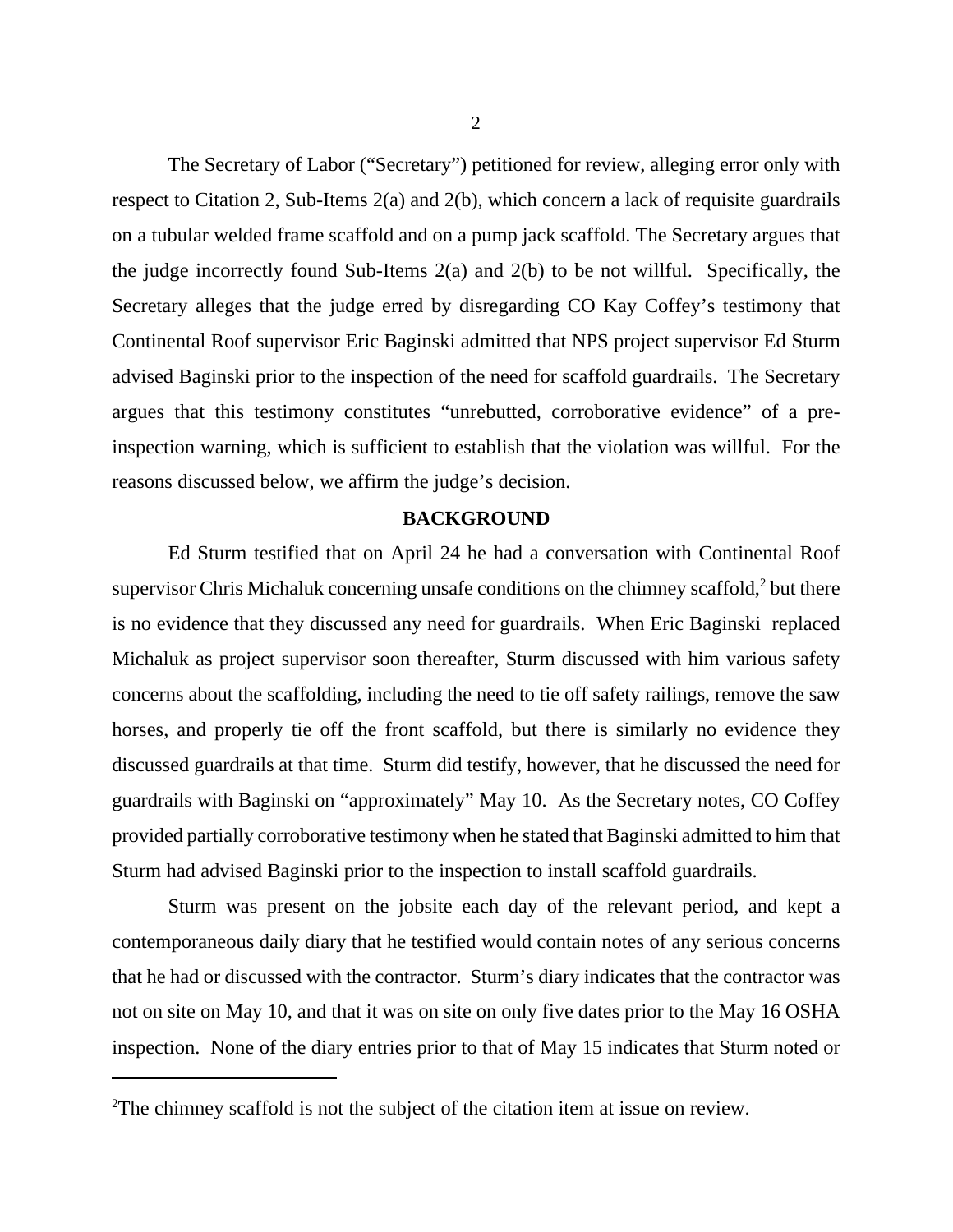The Secretary of Labor ("Secretary") petitioned for review, alleging error only with respect to Citation 2, Sub-Items 2(a) and 2(b), which concern a lack of requisite guardrails on a tubular welded frame scaffold and on a pump jack scaffold. The Secretary argues that the judge incorrectly found Sub-Items 2(a) and 2(b) to be not willful. Specifically, the Secretary alleges that the judge erred by disregarding CO Kay Coffey's testimony that Continental Roof supervisor Eric Baginski admitted that NPS project supervisor Ed Sturm advised Baginski prior to the inspection of the need for scaffold guardrails. The Secretary argues that this testimony constitutes "unrebutted, corroborative evidence" of a pre-inspection warning, which is sufficient to establish that the violation was willful. For the reasons discussed below, we affirm the judge's decision.

## BACKGROUND

Ed Sturm testified that on April 24 he had a conversation with Continental Roof supervisor Chris Michaluk concerning unsafe conditions on the chimney scaffold,[2] but there is no evidence that they discussed any need for guardrails. When Eric Baginski replaced Michaluk as project supervisor soon thereafter, Sturm discussed with him various safety concerns about the scaffolding, including the need to tie off safety railings, remove the saw horses, and properly tie off the front scaffold, but there is similarly no evidence they discussed guardrails at that time. Sturm did testify, however, that he discussed the need for guardrails with Baginski on "approximately" May 10. As the Secretary notes, CO Coffey provided partially corroborative testimony when he stated that Baginski admitted to him that Sturm had advised Baginski prior to the inspection to install scaffold guardrails.

Sturm was present on the jobsite each day of the relevant period, and kept a contemporaneous daily diary that he testified would contain notes of any serious concerns that he had or discussed with the contractor. Sturm's diary indicates that the contractor was not on site on May 10, and that it was on site on only five dates prior to the May 16 OSHA inspection. None of the diary entries prior to that of May 15 indicates that Sturm noted or

---

[2]The chimney scaffold is not the subject of the citation item at issue on review.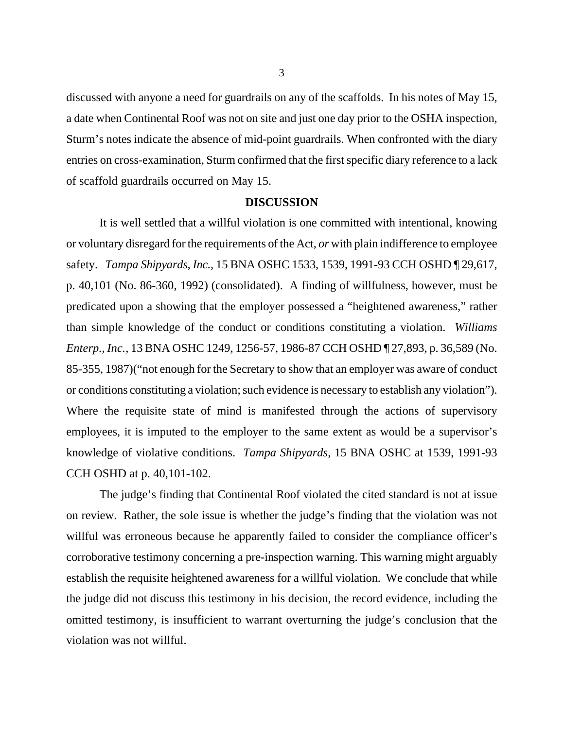discussed with anyone a need for guardrails on any of the scaffolds. In his notes of May 15, a date when Continental Roof was not on site and just one day prior to the OSHA inspection, Sturm's notes indicate the absence of mid-point guardrails. When confronted with the diary entries on cross-examination, Sturm confirmed that the first specific diary reference to a lack of scaffold guardrails occurred on May 15.

## DISCUSSION

It is well settled that a willful violation is one committed with intentional, knowing or voluntary disregard for the requirements of the Act, *or* with plain indifference to employee safety. *Tampa Shipyards, Inc.,* 15 BNA OSHC 1533, 1539, 1991-93 CCH OSHD ¶ 29,617, p. 40,101 (No. 86-360, 1992) (consolidated). A finding of willfulness, however, must be predicated upon a showing that the employer possessed a "heightened awareness," rather than simple knowledge of the conduct or conditions constituting a violation. *Williams Enterp., Inc.,* 13 BNA OSHC 1249, 1256-57, 1986-87 CCH OSHD ¶ 27,893, p. 36,589 (No. 85-355, 1987)("not enough for the Secretary to show that an employer was aware of conduct or conditions constituting a violation; such evidence is necessary to establish any violation"). Where the requisite state of mind is manifested through the actions of supervisory employees, it is imputed to the employer to the same extent as would be a supervisor's knowledge of violative conditions. *Tampa Shipyards,* 15 BNA OSHC at 1539, 1991-93 CCH OSHD at p. 40,101-102.

The judge's finding that Continental Roof violated the cited standard is not at issue on review. Rather, the sole issue is whether the judge's finding that the violation was not willful was erroneous because he apparently failed to consider the compliance officer's corroborative testimony concerning a pre-inspection warning. This warning might arguably establish the requisite heightened awareness for a willful violation. We conclude that while the judge did not discuss this testimony in his decision, the record evidence, including the omitted testimony, is insufficient to warrant overturning the judge's conclusion that the violation was not willful.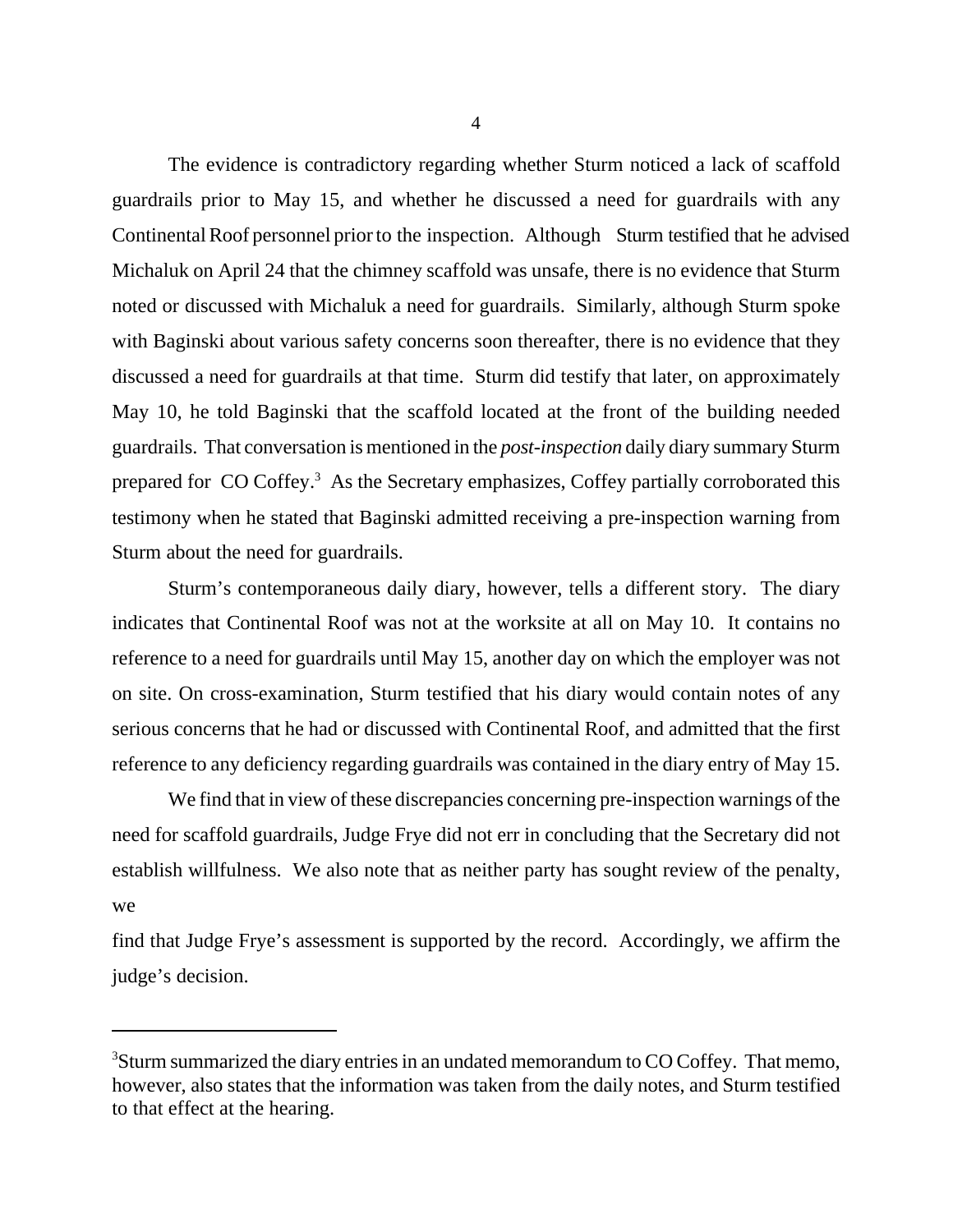The evidence is contradictory regarding whether Sturm noticed a lack of scaffold guardrails prior to May 15, and whether he discussed a need for guardrails with any Continental Roof personnel prior to the inspection. Although Sturm testified that he advised Michaluk on April 24 that the chimney scaffold was unsafe, there is no evidence that Sturm noted or discussed with Michaluk a need for guardrails. Similarly, although Sturm spoke with Baginski about various safety concerns soon thereafter, there is no evidence that they discussed a need for guardrails at that time. Sturm did testify that later, on approximately May 10, he told Baginski that the scaffold located at the front of the building needed guardrails. That conversation is mentioned in the *post-inspection* daily diary summary Sturm prepared for CO Coffey.[3] As the Secretary emphasizes, Coffey partially corroborated this testimony when he stated that Baginski admitted receiving a pre-inspection warning from Sturm about the need for guardrails.

Sturm's contemporaneous daily diary, however, tells a different story. The diary indicates that Continental Roof was not at the worksite at all on May 10. It contains no reference to a need for guardrails until May 15, another day on which the employer was not on site. On cross-examination, Sturm testified that his diary would contain notes of any serious concerns that he had or discussed with Continental Roof, and admitted that the first reference to any deficiency regarding guardrails was contained in the diary entry of May 15.

We find that in view of these discrepancies concerning pre-inspection warnings of the need for scaffold guardrails, Judge Frye did not err in concluding that the Secretary did not establish willfulness. We also note that as neither party has sought review of the penalty, we find that Judge Frye's assessment is supported by the record. Accordingly, we affirm the judge's decision.

---

[3]Sturm summarized the diary entries in an undated memorandum to CO Coffey. That memo, however, also states that the information was taken from the daily notes, and Sturm testified to that effect at the hearing.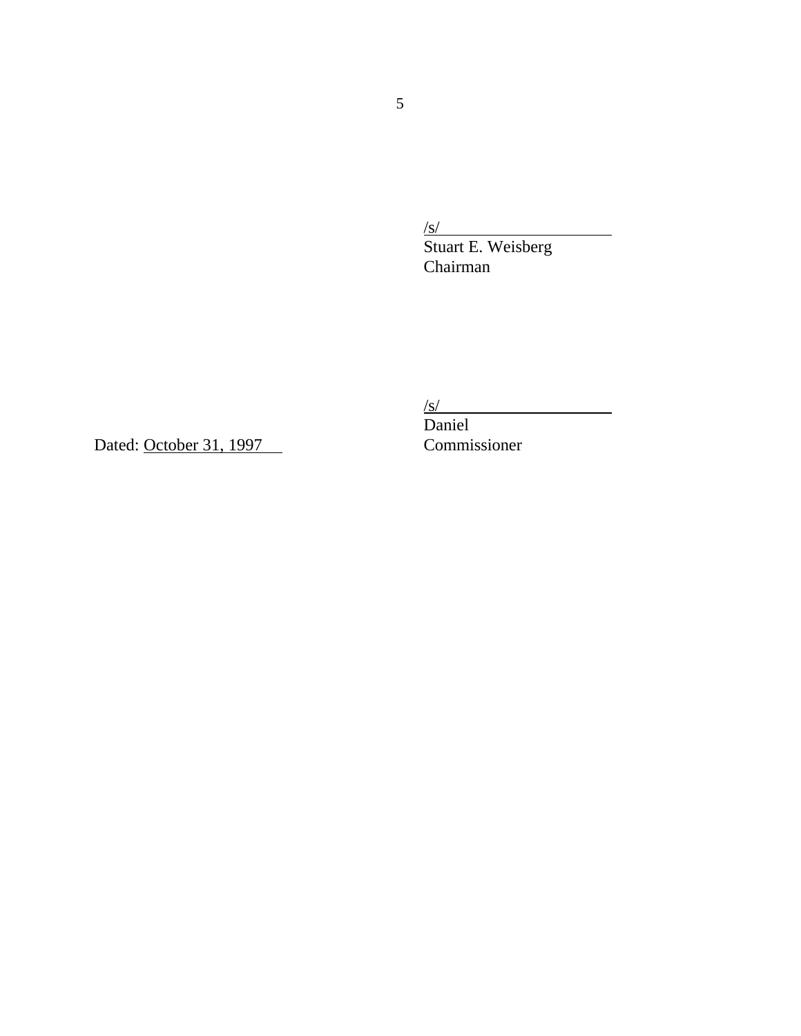/s/
Stuart E. Weisberg
Chairman

/s/
Daniel
Commissioner

Dated: October 31, 1997